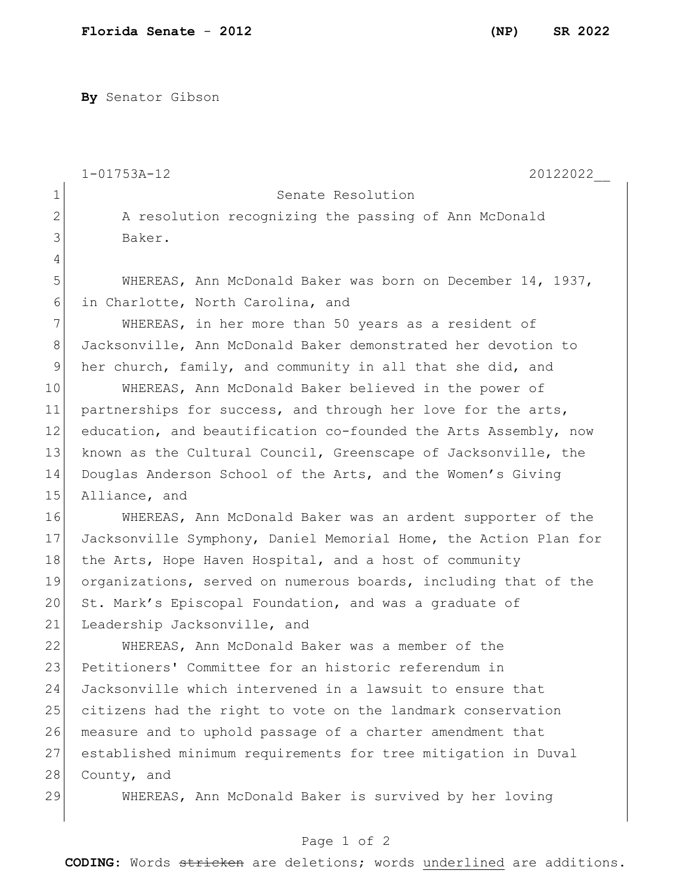**Florida Senate - 2012 (NP) SR 2022**

**By** Senator Gibson

1-01753A-12 20122022__

Senate Resolution

A resolution recognizing the passing of Ann McDonald Baker.

WHEREAS, Ann McDonald Baker was born on December 14, 1937, in Charlotte, North Carolina, and

WHEREAS, in her more than 50 years as a resident of Jacksonville, Ann McDonald Baker demonstrated her devotion to her church, family, and community in all that she did, and

WHEREAS, Ann McDonald Baker believed in the power of partnerships for success, and through her love for the arts, education, and beautification co-founded the Arts Assembly, now known as the Cultural Council, Greenscape of Jacksonville, the Douglas Anderson School of the Arts, and the Women's Giving Alliance, and

WHEREAS, Ann McDonald Baker was an ardent supporter of the Jacksonville Symphony, Daniel Memorial Home, the Action Plan for the Arts, Hope Haven Hospital, and a host of community organizations, served on numerous boards, including that of the St. Mark's Episcopal Foundation, and was a graduate of Leadership Jacksonville, and

WHEREAS, Ann McDonald Baker was a member of the Petitioners' Committee for an historic referendum in Jacksonville which intervened in a lawsuit to ensure that citizens had the right to vote on the landmark conservation measure and to uphold passage of a charter amendment that established minimum requirements for tree mitigation in Duval County, and

WHEREAS, Ann McDonald Baker is survived by her loving

**CODING:** Words ~~stricken~~ are deletions; words <u>underlined</u> are additions.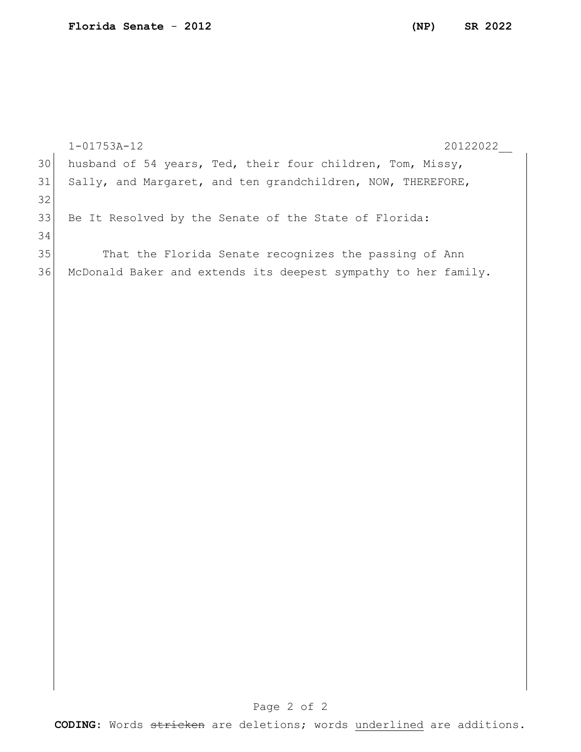1-01753A-12 20122022__

husband of 54 years, Ted, their four children, Tom, Missy, Sally, and Margaret, and ten grandchildren, NOW, THEREFORE,

Be It Resolved by the Senate of the State of Florida:

That the Florida Senate recognizes the passing of Ann McDonald Baker and extends its deepest sympathy to her family.

**CODING:** Words ~~stricken~~ are deletions; words <u>underlined</u> are additions.